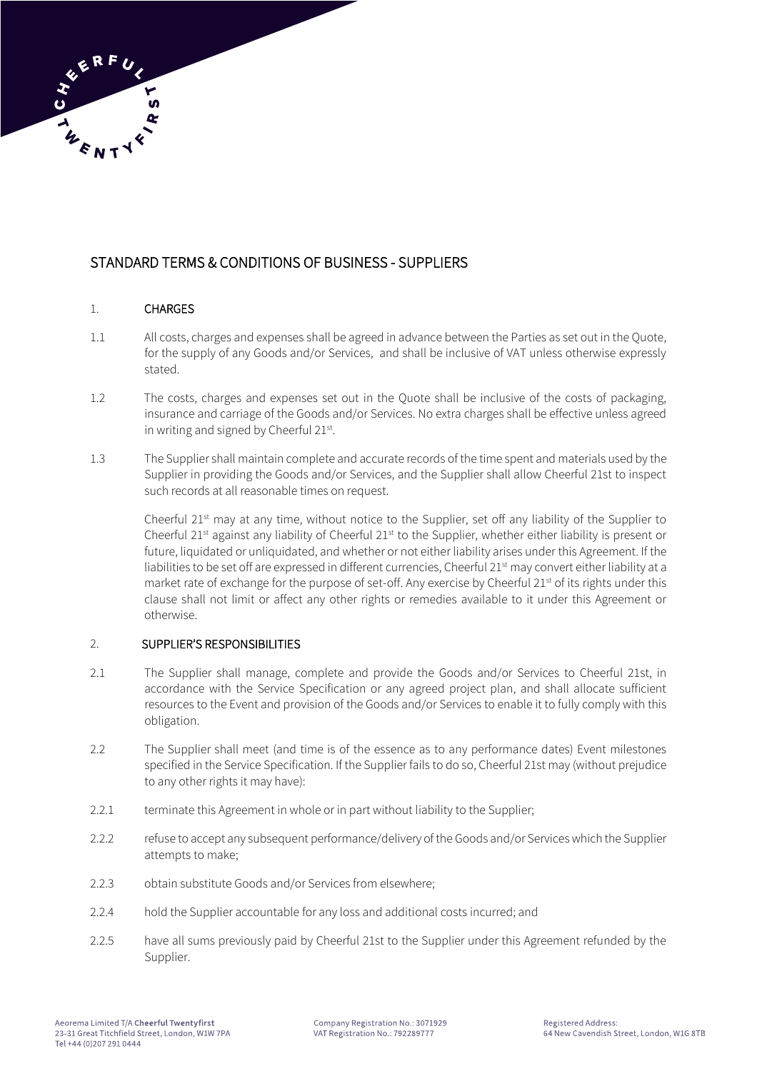# STANDARD TERMS & CONDITIONS OF BUSINESS - SUPPLIERS

## 1. CHARGES

1.1 All costs, charges and expenses shall be agreed in advance between the Parties as set out in the Quote, for the supply of any Goods and/or Services, and shall be inclusive of VAT unless otherwise expressly stated.

1.2 The costs, charges and expenses set out in the Quote shall be inclusive of the costs of packaging, insurance and carriage of the Goods and/or Services. No extra charges shall be effective unless agreed in writing and signed by Cheerful 21st.

1.3 The Supplier shall maintain complete and accurate records of the time spent and materials used by the Supplier in providing the Goods and/or Services, and the Supplier shall allow Cheerful 21st to inspect such records at all reasonable times on request.

Cheerful 21st may at any time, without notice to the Supplier, set off any liability of the Supplier to Cheerful 21st against any liability of Cheerful 21st to the Supplier, whether either liability is present or future, liquidated or unliquidated, and whether or not either liability arises under this Agreement. If the liabilities to be set off are expressed in different currencies, Cheerful 21st may convert either liability at a market rate of exchange for the purpose of set-off. Any exercise by Cheerful 21st of its rights under this clause shall not limit or affect any other rights or remedies available to it under this Agreement or otherwise.

## 2. SUPPLIER'S RESPONSIBILITIES

2.1 The Supplier shall manage, complete and provide the Goods and/or Services to Cheerful 21st, in accordance with the Service Specification or any agreed project plan, and shall allocate sufficient resources to the Event and provision of the Goods and/or Services to enable it to fully comply with this obligation.

2.2 The Supplier shall meet (and time is of the essence as to any performance dates) Event milestones specified in the Service Specification. If the Supplier fails to do so, Cheerful 21st may (without prejudice to any other rights it may have):

2.2.1 terminate this Agreement in whole or in part without liability to the Supplier;

2.2.2 refuse to accept any subsequent performance/delivery of the Goods and/or Services which the Supplier attempts to make;

2.2.3 obtain substitute Goods and/or Services from elsewhere;

2.2.4 hold the Supplier accountable for any loss and additional costs incurred; and

2.2.5 have all sums previously paid by Cheerful 21st to the Supplier under this Agreement refunded by the Supplier.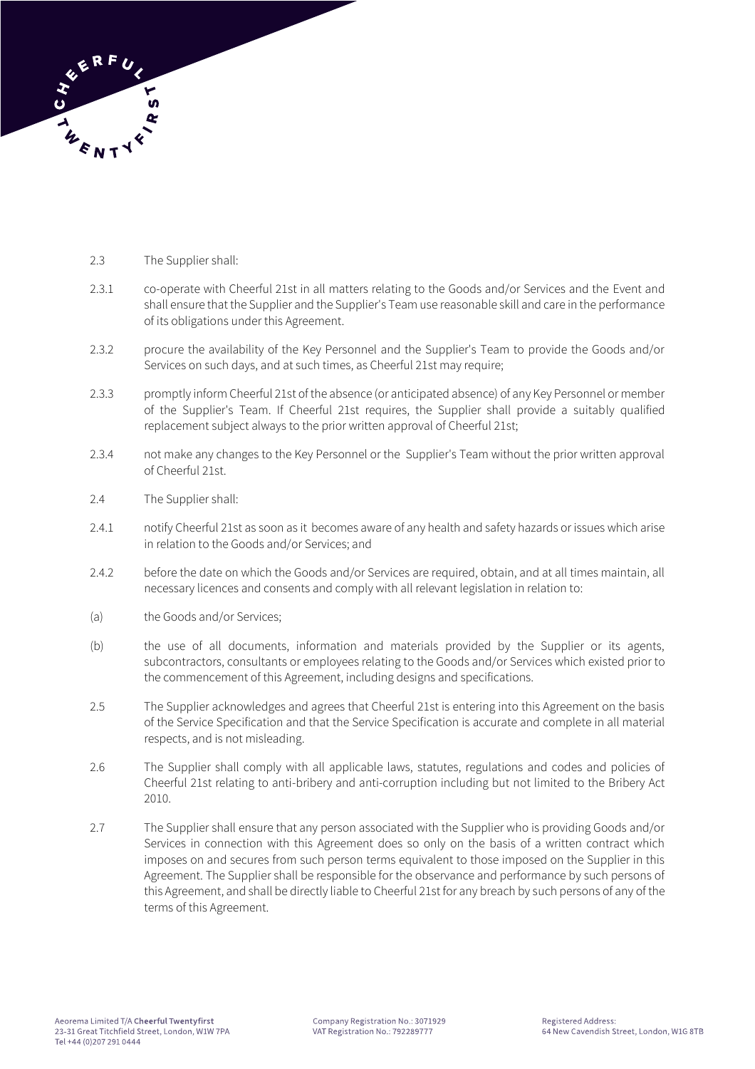2.3 The Supplier shall:

2.3.1 co-operate with Cheerful 21st in all matters relating to the Goods and/or Services and the Event and shall ensure that the Supplier and the Supplier's Team use reasonable skill and care in the performance of its obligations under this Agreement.

2.3.2 procure the availability of the Key Personnel and the Supplier's Team to provide the Goods and/or Services on such days, and at such times, as Cheerful 21st may require;

2.3.3 promptly inform Cheerful 21st of the absence (or anticipated absence) of any Key Personnel or member of the Supplier's Team. If Cheerful 21st requires, the Supplier shall provide a suitably qualified replacement subject always to the prior written approval of Cheerful 21st;

2.3.4 not make any changes to the Key Personnel or the Supplier's Team without the prior written approval of Cheerful 21st.

2.4 The Supplier shall:

2.4.1 notify Cheerful 21st as soon as it becomes aware of any health and safety hazards or issues which arise in relation to the Goods and/or Services; and

2.4.2 before the date on which the Goods and/or Services are required, obtain, and at all times maintain, all necessary licences and consents and comply with all relevant legislation in relation to:

(a) the Goods and/or Services;

(b) the use of all documents, information and materials provided by the Supplier or its agents, subcontractors, consultants or employees relating to the Goods and/or Services which existed prior to the commencement of this Agreement, including designs and specifications.

2.5 The Supplier acknowledges and agrees that Cheerful 21st is entering into this Agreement on the basis of the Service Specification and that the Service Specification is accurate and complete in all material respects, and is not misleading.

2.6 The Supplier shall comply with all applicable laws, statutes, regulations and codes and policies of Cheerful 21st relating to anti-bribery and anti-corruption including but not limited to the Bribery Act 2010.

2.7 The Supplier shall ensure that any person associated with the Supplier who is providing Goods and/or Services in connection with this Agreement does so only on the basis of a written contract which imposes on and secures from such person terms equivalent to those imposed on the Supplier in this Agreement. The Supplier shall be responsible for the observance and performance by such persons of this Agreement, and shall be directly liable to Cheerful 21st for any breach by such persons of any of the terms of this Agreement.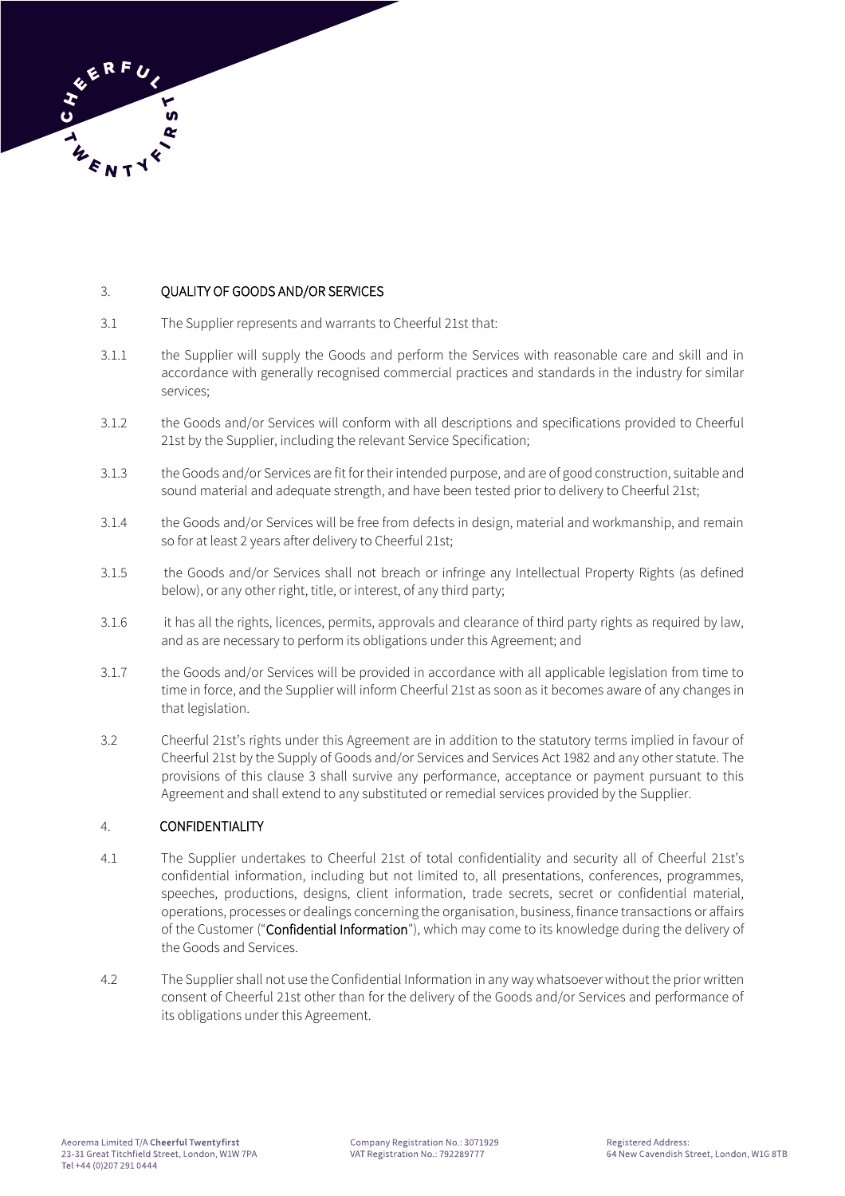## 3. QUALITY OF GOODS AND/OR SERVICES

3.1 The Supplier represents and warrants to Cheerful 21st that:

3.1.1 the Supplier will supply the Goods and perform the Services with reasonable care and skill and in accordance with generally recognised commercial practices and standards in the industry for similar services;

3.1.2 the Goods and/or Services will conform with all descriptions and specifications provided to Cheerful 21st by the Supplier, including the relevant Service Specification;

3.1.3 the Goods and/or Services are fit for their intended purpose, and are of good construction, suitable and sound material and adequate strength, and have been tested prior to delivery to Cheerful 21st;

3.1.4 the Goods and/or Services will be free from defects in design, material and workmanship, and remain so for at least 2 years after delivery to Cheerful 21st;

3.1.5 the Goods and/or Services shall not breach or infringe any Intellectual Property Rights (as defined below), or any other right, title, or interest, of any third party;

3.1.6 it has all the rights, licences, permits, approvals and clearance of third party rights as required by law, and as are necessary to perform its obligations under this Agreement; and

3.1.7 the Goods and/or Services will be provided in accordance with all applicable legislation from time to time in force, and the Supplier will inform Cheerful 21st as soon as it becomes aware of any changes in that legislation.

3.2 Cheerful 21st's rights under this Agreement are in addition to the statutory terms implied in favour of Cheerful 21st by the Supply of Goods and/or Services and Services Act 1982 and any other statute. The provisions of this clause 3 shall survive any performance, acceptance or payment pursuant to this Agreement and shall extend to any substituted or remedial services provided by the Supplier.

## 4. CONFIDENTIALITY

4.1 The Supplier undertakes to Cheerful 21st of total confidentiality and security all of Cheerful 21st's confidential information, including but not limited to, all presentations, conferences, programmes, speeches, productions, designs, client information, trade secrets, secret or confidential material, operations, processes or dealings concerning the organisation, business, finance transactions or affairs of the Customer ("**Confidential Information**"), which may come to its knowledge during the delivery of the Goods and Services.

4.2 The Supplier shall not use the Confidential Information in any way whatsoever without the prior written consent of Cheerful 21st other than for the delivery of the Goods and/or Services and performance of its obligations under this Agreement.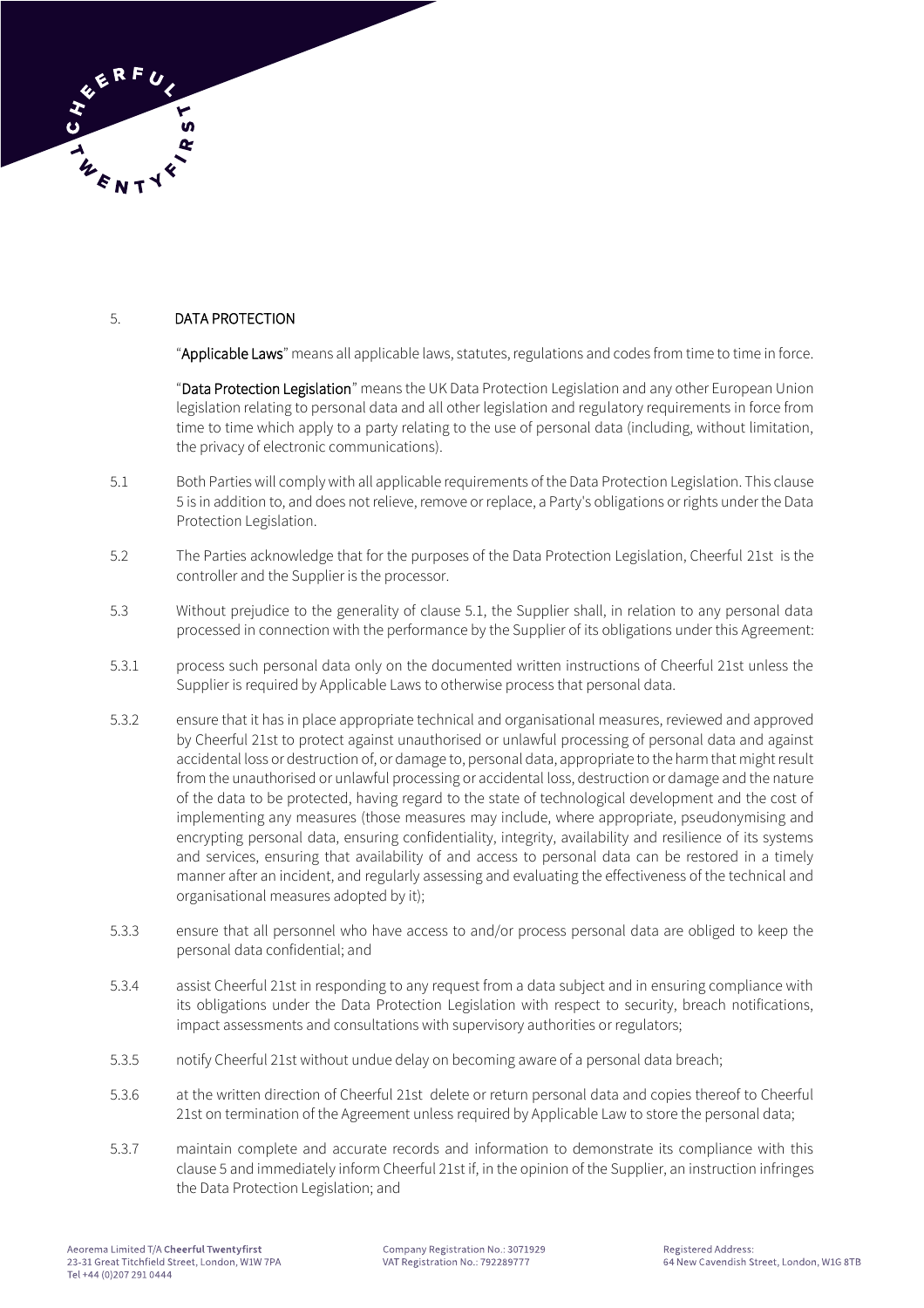## 5. DATA PROTECTION

"**Applicable Laws**" means all applicable laws, statutes, regulations and codes from time to time in force.

"**Data Protection Legislation**" means the UK Data Protection Legislation and any other European Union legislation relating to personal data and all other legislation and regulatory requirements in force from time to time which apply to a party relating to the use of personal data (including, without limitation, the privacy of electronic communications).

5.1 Both Parties will comply with all applicable requirements of the Data Protection Legislation. This clause 5 is in addition to, and does not relieve, remove or replace, a Party's obligations or rights under the Data Protection Legislation.

5.2 The Parties acknowledge that for the purposes of the Data Protection Legislation, Cheerful 21st is the controller and the Supplier is the processor.

5.3 Without prejudice to the generality of clause 5.1, the Supplier shall, in relation to any personal data processed in connection with the performance by the Supplier of its obligations under this Agreement:

5.3.1 process such personal data only on the documented written instructions of Cheerful 21st unless the Supplier is required by Applicable Laws to otherwise process that personal data.

5.3.2 ensure that it has in place appropriate technical and organisational measures, reviewed and approved by Cheerful 21st to protect against unauthorised or unlawful processing of personal data and against accidental loss or destruction of, or damage to, personal data, appropriate to the harm that might result from the unauthorised or unlawful processing or accidental loss, destruction or damage and the nature of the data to be protected, having regard to the state of technological development and the cost of implementing any measures (those measures may include, where appropriate, pseudonymising and encrypting personal data, ensuring confidentiality, integrity, availability and resilience of its systems and services, ensuring that availability of and access to personal data can be restored in a timely manner after an incident, and regularly assessing and evaluating the effectiveness of the technical and organisational measures adopted by it);

5.3.3 ensure that all personnel who have access to and/or process personal data are obliged to keep the personal data confidential; and

5.3.4 assist Cheerful 21st in responding to any request from a data subject and in ensuring compliance with its obligations under the Data Protection Legislation with respect to security, breach notifications, impact assessments and consultations with supervisory authorities or regulators;

5.3.5 notify Cheerful 21st without undue delay on becoming aware of a personal data breach;

5.3.6 at the written direction of Cheerful 21st delete or return personal data and copies thereof to Cheerful 21st on termination of the Agreement unless required by Applicable Law to store the personal data;

5.3.7 maintain complete and accurate records and information to demonstrate its compliance with this clause 5 and immediately inform Cheerful 21st if, in the opinion of the Supplier, an instruction infringes the Data Protection Legislation; and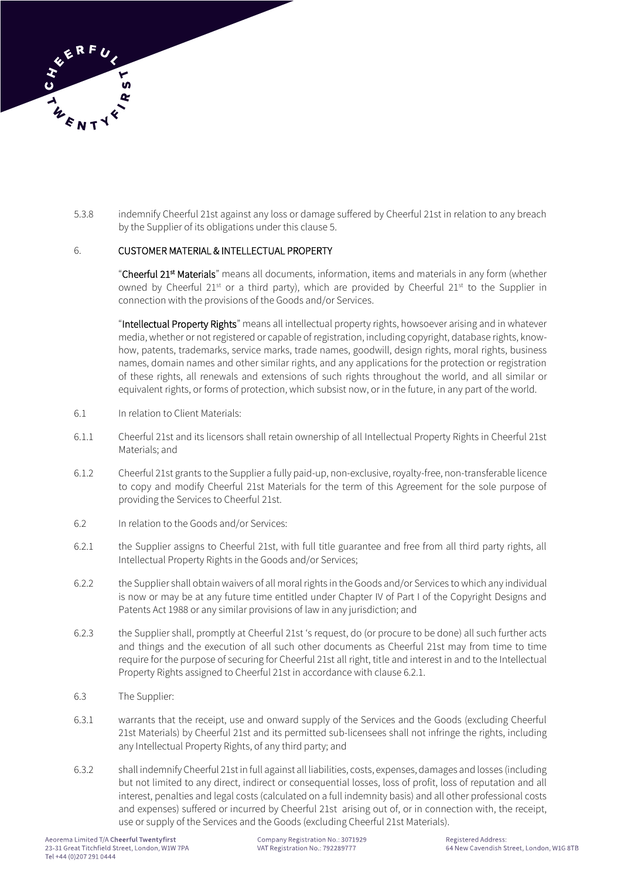5.3.8 indemnify Cheerful 21st against any loss or damage suffered by Cheerful 21st in relation to any breach by the Supplier of its obligations under this clause 5.

## 6. CUSTOMER MATERIAL & INTELLECTUAL PROPERTY

"**Cheerful 21st Materials**" means all documents, information, items and materials in any form (whether owned by Cheerful 21st or a third party), which are provided by Cheerful 21st to the Supplier in connection with the provisions of the Goods and/or Services.

"**Intellectual Property Rights**" means all intellectual property rights, howsoever arising and in whatever media, whether or not registered or capable of registration, including copyright, database rights, know-how, patents, trademarks, service marks, trade names, goodwill, design rights, moral rights, business names, domain names and other similar rights, and any applications for the protection or registration of these rights, all renewals and extensions of such rights throughout the world, and all similar or equivalent rights, or forms of protection, which subsist now, or in the future, in any part of the world.

6.1 In relation to Client Materials:

6.1.1 Cheerful 21st and its licensors shall retain ownership of all Intellectual Property Rights in Cheerful 21st Materials; and

6.1.2 Cheerful 21st grants to the Supplier a fully paid-up, non-exclusive, royalty-free, non-transferable licence to copy and modify Cheerful 21st Materials for the term of this Agreement for the sole purpose of providing the Services to Cheerful 21st.

6.2 In relation to the Goods and/or Services:

6.2.1 the Supplier assigns to Cheerful 21st, with full title guarantee and free from all third party rights, all Intellectual Property Rights in the Goods and/or Services;

6.2.2 the Supplier shall obtain waivers of all moral rights in the Goods and/or Services to which any individual is now or may be at any future time entitled under Chapter IV of Part I of the Copyright Designs and Patents Act 1988 or any similar provisions of law in any jurisdiction; and

6.2.3 the Supplier shall, promptly at Cheerful 21st 's request, do (or procure to be done) all such further acts and things and the execution of all such other documents as Cheerful 21st may from time to time require for the purpose of securing for Cheerful 21st all right, title and interest in and to the Intellectual Property Rights assigned to Cheerful 21st in accordance with clause 6.2.1.

6.3 The Supplier:

6.3.1 warrants that the receipt, use and onward supply of the Services and the Goods (excluding Cheerful 21st Materials) by Cheerful 21st and its permitted sub-licensees shall not infringe the rights, including any Intellectual Property Rights, of any third party; and

6.3.2 shall indemnify Cheerful 21st in full against all liabilities, costs, expenses, damages and losses (including but not limited to any direct, indirect or consequential losses, loss of profit, loss of reputation and all interest, penalties and legal costs (calculated on a full indemnity basis) and all other professional costs and expenses) suffered or incurred by Cheerful 21st arising out of, or in connection with, the receipt, use or supply of the Services and the Goods (excluding Cheerful 21st Materials).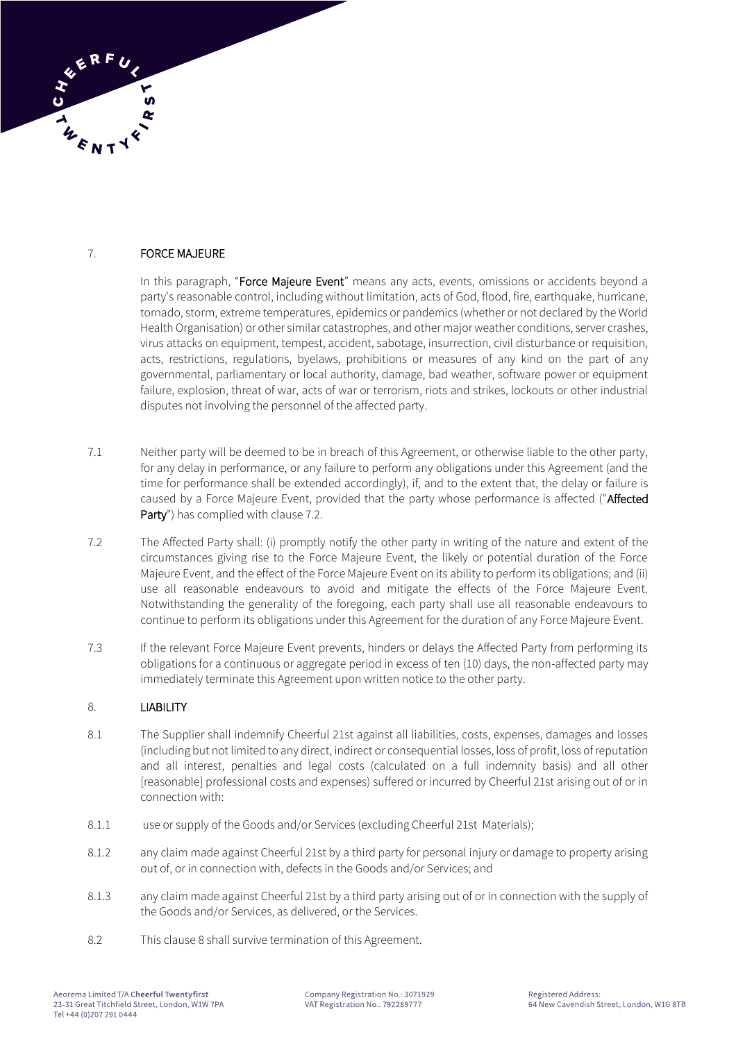## 7. FORCE MAJEURE

In this paragraph, "**Force Majeure Event**" means any acts, events, omissions or accidents beyond a party's reasonable control, including without limitation, acts of God, flood, fire, earthquake, hurricane, tornado, storm, extreme temperatures, epidemics or pandemics (whether or not declared by the World Health Organisation) or other similar catastrophes, and other major weather conditions, server crashes, virus attacks on equipment, tempest, accident, sabotage, insurrection, civil disturbance or requisition, acts, restrictions, regulations, byelaws, prohibitions or measures of any kind on the part of any governmental, parliamentary or local authority, damage, bad weather, software power or equipment failure, explosion, threat of war, acts of war or terrorism, riots and strikes, lockouts or other industrial disputes not involving the personnel of the affected party.

7.1 Neither party will be deemed to be in breach of this Agreement, or otherwise liable to the other party, for any delay in performance, or any failure to perform any obligations under this Agreement (and the time for performance shall be extended accordingly), if, and to the extent that, the delay or failure is caused by a Force Majeure Event, provided that the party whose performance is affected ("**Affected Party**") has complied with clause 7.2.

7.2 The Affected Party shall: (i) promptly notify the other party in writing of the nature and extent of the circumstances giving rise to the Force Majeure Event, the likely or potential duration of the Force Majeure Event, and the effect of the Force Majeure Event on its ability to perform its obligations; and (ii) use all reasonable endeavours to avoid and mitigate the effects of the Force Majeure Event. Notwithstanding the generality of the foregoing, each party shall use all reasonable endeavours to continue to perform its obligations under this Agreement for the duration of any Force Majeure Event.

7.3 If the relevant Force Majeure Event prevents, hinders or delays the Affected Party from performing its obligations for a continuous or aggregate period in excess of ten (10) days, the non-affected party may immediately terminate this Agreement upon written notice to the other party.

## 8. LIABILITY

8.1 The Supplier shall indemnify Cheerful 21st against all liabilities, costs, expenses, damages and losses (including but not limited to any direct, indirect or consequential losses, loss of profit, loss of reputation and all interest, penalties and legal costs (calculated on a full indemnity basis) and all other [reasonable] professional costs and expenses) suffered or incurred by Cheerful 21st arising out of or in connection with:

8.1.1 use or supply of the Goods and/or Services (excluding Cheerful 21st Materials);

8.1.2 any claim made against Cheerful 21st by a third party for personal injury or damage to property arising out of, or in connection with, defects in the Goods and/or Services; and

8.1.3 any claim made against Cheerful 21st by a third party arising out of or in connection with the supply of the Goods and/or Services, as delivered, or the Services.

8.2 This clause 8 shall survive termination of this Agreement.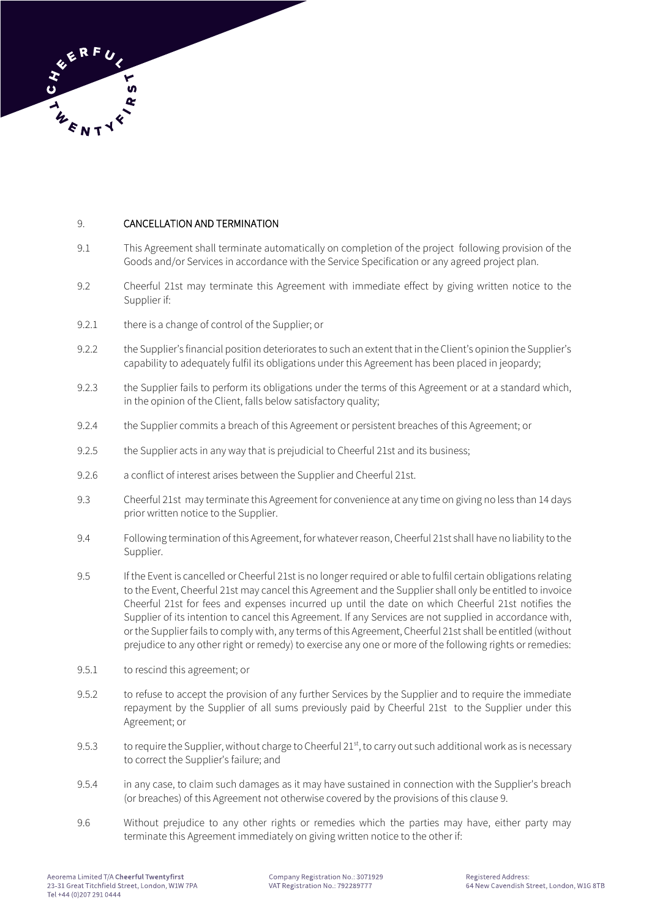## 9. CANCELLATION AND TERMINATION

9.1 This Agreement shall terminate automatically on completion of the project following provision of the Goods and/or Services in accordance with the Service Specification or any agreed project plan.

9.2 Cheerful 21st may terminate this Agreement with immediate effect by giving written notice to the Supplier if:

9.2.1 there is a change of control of the Supplier; or

9.2.2 the Supplier's financial position deteriorates to such an extent that in the Client's opinion the Supplier's capability to adequately fulfil its obligations under this Agreement has been placed in jeopardy;

9.2.3 the Supplier fails to perform its obligations under the terms of this Agreement or at a standard which, in the opinion of the Client, falls below satisfactory quality;

9.2.4 the Supplier commits a breach of this Agreement or persistent breaches of this Agreement; or

9.2.5 the Supplier acts in any way that is prejudicial to Cheerful 21st and its business;

9.2.6 a conflict of interest arises between the Supplier and Cheerful 21st.

9.3 Cheerful 21st may terminate this Agreement for convenience at any time on giving no less than 14 days prior written notice to the Supplier.

9.4 Following termination of this Agreement, for whatever reason, Cheerful 21st shall have no liability to the Supplier.

9.5 If the Event is cancelled or Cheerful 21st is no longer required or able to fulfil certain obligations relating to the Event, Cheerful 21st may cancel this Agreement and the Supplier shall only be entitled to invoice Cheerful 21st for fees and expenses incurred up until the date on which Cheerful 21st notifies the Supplier of its intention to cancel this Agreement. If any Services are not supplied in accordance with, or the Supplier fails to comply with, any terms of this Agreement, Cheerful 21st shall be entitled (without prejudice to any other right or remedy) to exercise any one or more of the following rights or remedies:

9.5.1 to rescind this agreement; or

9.5.2 to refuse to accept the provision of any further Services by the Supplier and to require the immediate repayment by the Supplier of all sums previously paid by Cheerful 21st to the Supplier under this Agreement; or

9.5.3 to require the Supplier, without charge to Cheerful 21st, to carry out such additional work as is necessary to correct the Supplier's failure; and

9.5.4 in any case, to claim such damages as it may have sustained in connection with the Supplier's breach (or breaches) of this Agreement not otherwise covered by the provisions of this clause 9.

9.6 Without prejudice to any other rights or remedies which the parties may have, either party may terminate this Agreement immediately on giving written notice to the other if: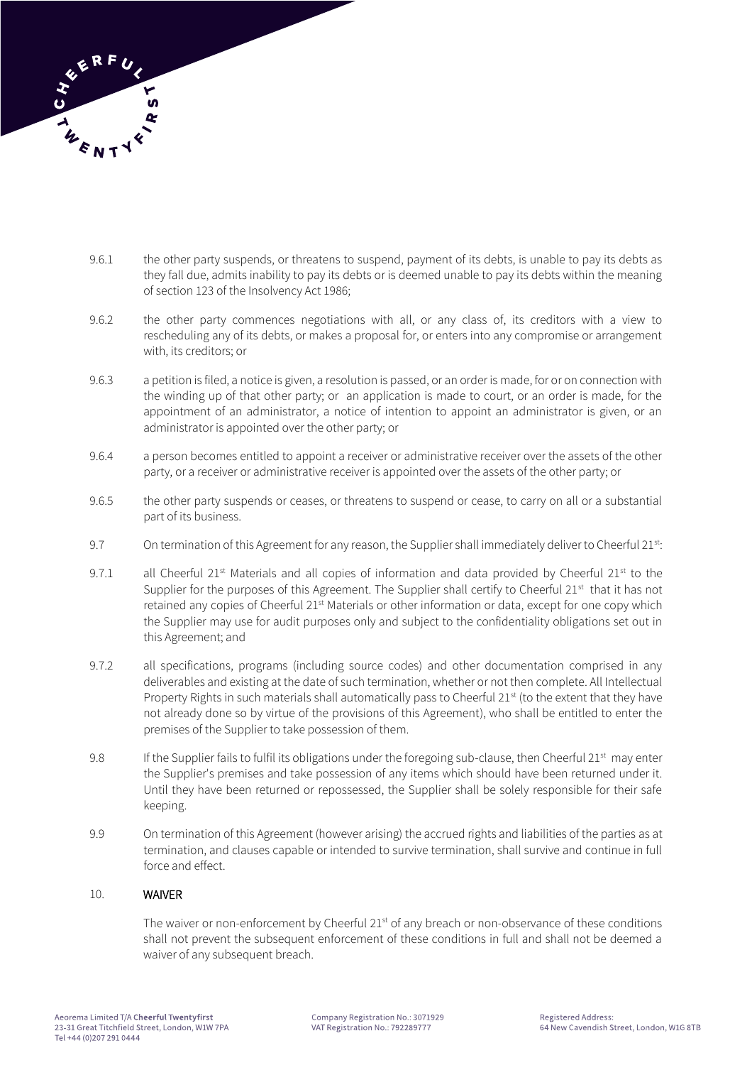9.6.1 the other party suspends, or threatens to suspend, payment of its debts, is unable to pay its debts as they fall due, admits inability to pay its debts or is deemed unable to pay its debts within the meaning of section 123 of the Insolvency Act 1986;

9.6.2 the other party commences negotiations with all, or any class of, its creditors with a view to rescheduling any of its debts, or makes a proposal for, or enters into any compromise or arrangement with, its creditors; or

9.6.3 a petition is filed, a notice is given, a resolution is passed, or an order is made, for or on connection with the winding up of that other party; or an application is made to court, or an order is made, for the appointment of an administrator, a notice of intention to appoint an administrator is given, or an administrator is appointed over the other party; or

9.6.4 a person becomes entitled to appoint a receiver or administrative receiver over the assets of the other party, or a receiver or administrative receiver is appointed over the assets of the other party; or

9.6.5 the other party suspends or ceases, or threatens to suspend or cease, to carry on all or a substantial part of its business.

9.7 On termination of this Agreement for any reason, the Supplier shall immediately deliver to Cheerful 21st:

9.7.1 all Cheerful 21st Materials and all copies of information and data provided by Cheerful 21st to the Supplier for the purposes of this Agreement. The Supplier shall certify to Cheerful 21st that it has not retained any copies of Cheerful 21st Materials or other information or data, except for one copy which the Supplier may use for audit purposes only and subject to the confidentiality obligations set out in this Agreement; and

9.7.2 all specifications, programs (including source codes) and other documentation comprised in any deliverables and existing at the date of such termination, whether or not then complete. All Intellectual Property Rights in such materials shall automatically pass to Cheerful 21st (to the extent that they have not already done so by virtue of the provisions of this Agreement), who shall be entitled to enter the premises of the Supplier to take possession of them.

9.8 If the Supplier fails to fulfil its obligations under the foregoing sub-clause, then Cheerful 21st may enter the Supplier's premises and take possession of any items which should have been returned under it. Until they have been returned or repossessed, the Supplier shall be solely responsible for their safe keeping.

9.9 On termination of this Agreement (however arising) the accrued rights and liabilities of the parties as at termination, and clauses capable or intended to survive termination, shall survive and continue in full force and effect.

## 10. WAIVER

The waiver or non-enforcement by Cheerful 21st of any breach or non-observance of these conditions shall not prevent the subsequent enforcement of these conditions in full and shall not be deemed a waiver of any subsequent breach.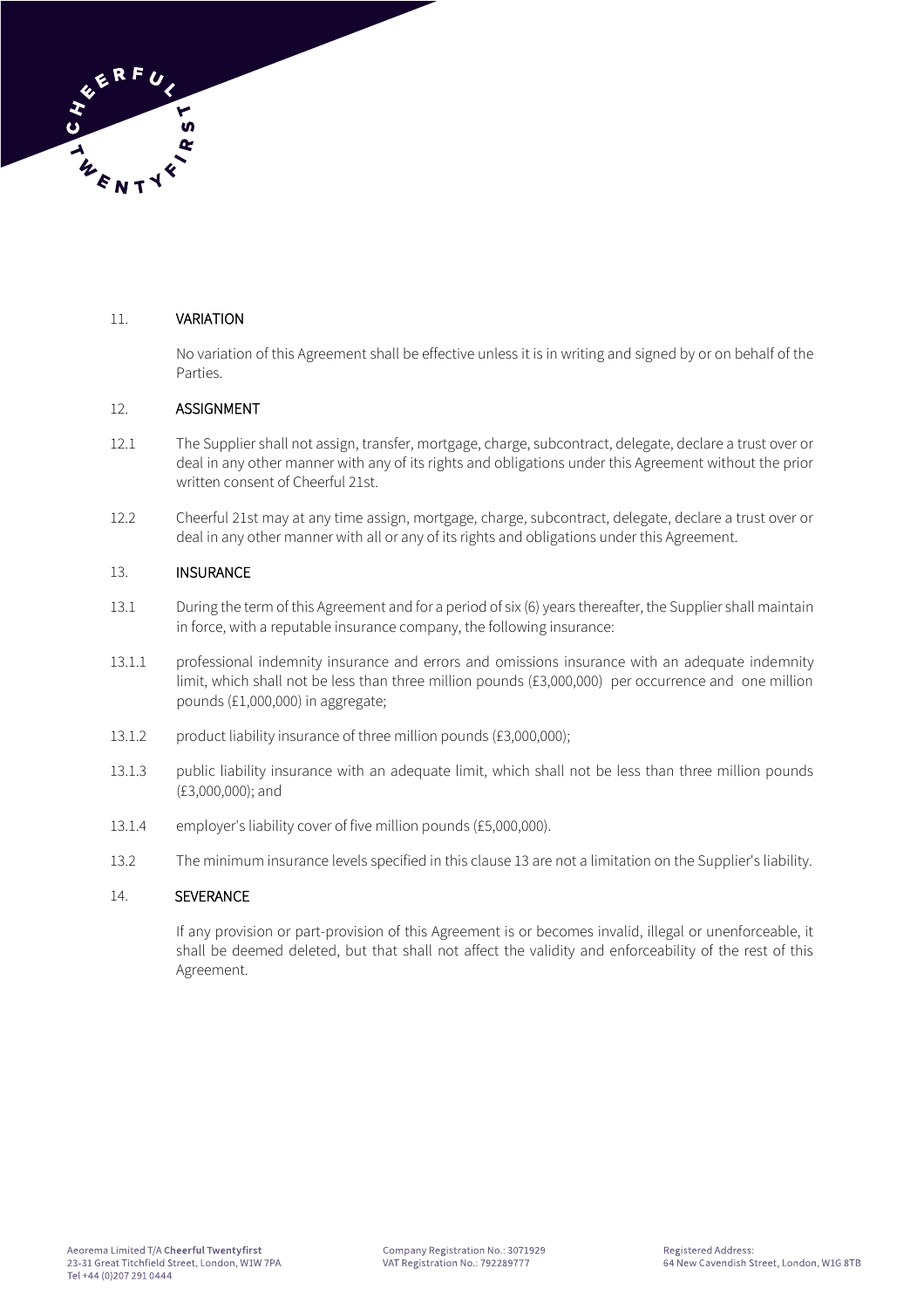## 11. VARIATION

No variation of this Agreement shall be effective unless it is in writing and signed by or on behalf of the Parties.

## 12. ASSIGNMENT

12.1 The Supplier shall not assign, transfer, mortgage, charge, subcontract, delegate, declare a trust over or deal in any other manner with any of its rights and obligations under this Agreement without the prior written consent of Cheerful 21st.

12.2 Cheerful 21st may at any time assign, mortgage, charge, subcontract, delegate, declare a trust over or deal in any other manner with all or any of its rights and obligations under this Agreement.

## 13. INSURANCE

13.1 During the term of this Agreement and for a period of six (6) years thereafter, the Supplier shall maintain in force, with a reputable insurance company, the following insurance:

13.1.1 professional indemnity insurance and errors and omissions insurance with an adequate indemnity limit, which shall not be less than three million pounds (£3,000,000) per occurrence and one million pounds (£1,000,000) in aggregate;

13.1.2 product liability insurance of three million pounds (£3,000,000);

13.1.3 public liability insurance with an adequate limit, which shall not be less than three million pounds (£3,000,000); and

13.1.4 employer's liability cover of five million pounds (£5,000,000).

13.2 The minimum insurance levels specified in this clause 13 are not a limitation on the Supplier's liability.

## 14. SEVERANCE

If any provision or part-provision of this Agreement is or becomes invalid, illegal or unenforceable, it shall be deemed deleted, but that shall not affect the validity and enforceability of the rest of this Agreement.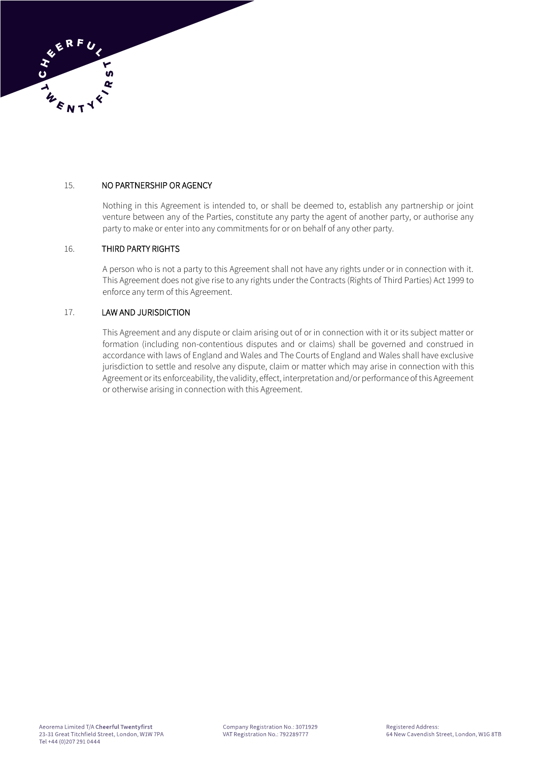## 15. NO PARTNERSHIP OR AGENCY

Nothing in this Agreement is intended to, or shall be deemed to, establish any partnership or joint venture between any of the Parties, constitute any party the agent of another party, or authorise any party to make or enter into any commitments for or on behalf of any other party.

## 16. THIRD PARTY RIGHTS

A person who is not a party to this Agreement shall not have any rights under or in connection with it. This Agreement does not give rise to any rights under the Contracts (Rights of Third Parties) Act 1999 to enforce any term of this Agreement.

## 17. LAW AND JURISDICTION

This Agreement and any dispute or claim arising out of or in connection with it or its subject matter or formation (including non-contentious disputes and or claims) shall be governed and construed in accordance with laws of England and Wales and The Courts of England and Wales shall have exclusive jurisdiction to settle and resolve any dispute, claim or matter which may arise in connection with this Agreement or its enforceability, the validity, effect, interpretation and/or performance of this Agreement or otherwise arising in connection with this Agreement.